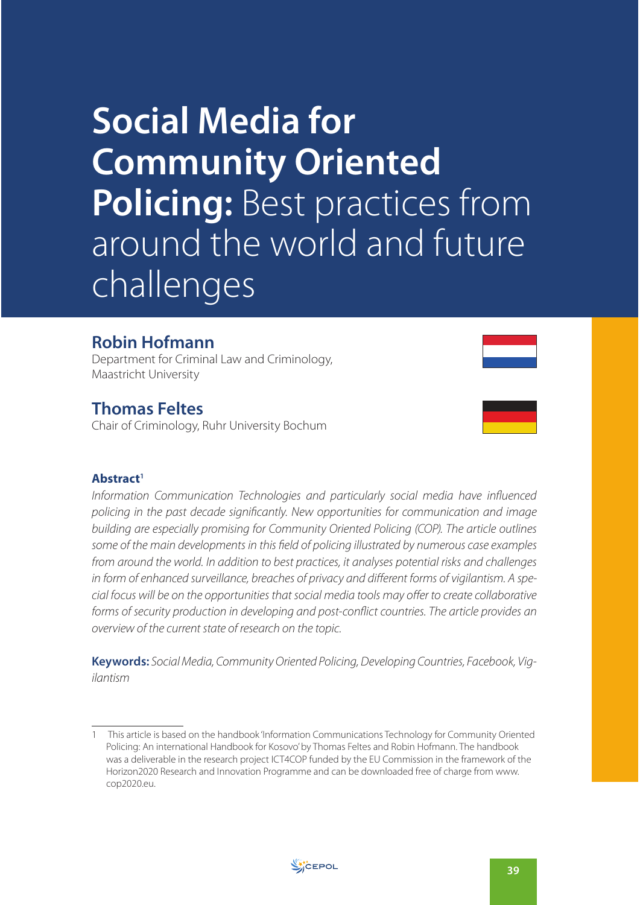# Social Media for Community Oriented Policing: Best practices from around the world and future challenges

**Robin Hofmann**
Department for Criminal Law and Criminology, Maastricht University

**Thomas Feltes**
Chair of Criminology, Ruhr University Bochum

**Abstract**[1]

*Information Communication Technologies and particularly social media have influenced policing in the past decade significantly. New opportunities for communication and image building are especially promising for Community Oriented Policing (COP). The article outlines some of the main developments in this field of policing illustrated by numerous case examples from around the world. In addition to best practices, it analyses potential risks and challenges in form of enhanced surveillance, breaches of privacy and different forms of vigilantism. A special focus will be on the opportunities that social media tools may offer to create collaborative forms of security production in developing and post-conflict countries. The article provides an overview of the current state of research on the topic.*

**Keywords:** *Social Media, Community Oriented Policing, Developing Countries, Facebook, Vigilantism*

---

1 This article is based on the handbook 'Information Communications Technology for Community Oriented Policing: An international Handbook for Kosovo' by Thomas Feltes and Robin Hofmann. The handbook was a deliverable in the research project ICT4COP funded by the EU Commission in the framework of the Horizon2020 Research and Innovation Programme and can be downloaded free of charge from www.cop2020.eu.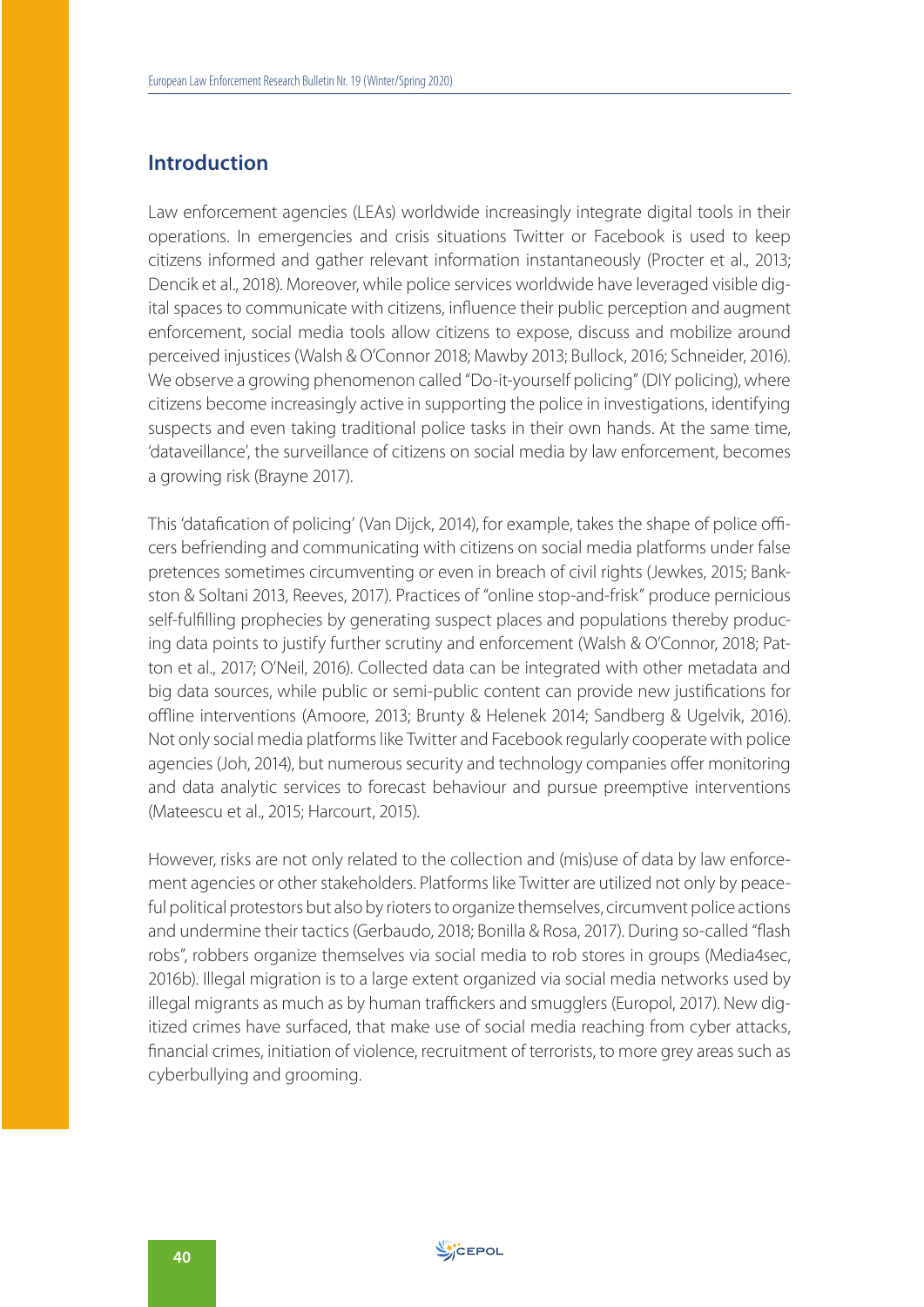## Introduction

Law enforcement agencies (LEAs) worldwide increasingly integrate digital tools in their operations. In emergencies and crisis situations Twitter or Facebook is used to keep citizens informed and gather relevant information instantaneously (Procter et al., 2013; Dencik et al., 2018). Moreover, while police services worldwide have leveraged visible digital spaces to communicate with citizens, influence their public perception and augment enforcement, social media tools allow citizens to expose, discuss and mobilize around perceived injustices (Walsh & O'Connor 2018; Mawby 2013; Bullock, 2016; Schneider, 2016). We observe a growing phenomenon called "Do-it-yourself policing" (DIY policing), where citizens become increasingly active in supporting the police in investigations, identifying suspects and even taking traditional police tasks in their own hands. At the same time, 'dataveillance', the surveillance of citizens on social media by law enforcement, becomes a growing risk (Brayne 2017).

This 'datafication of policing' (Van Dijck, 2014), for example, takes the shape of police officers befriending and communicating with citizens on social media platforms under false pretences sometimes circumventing or even in breach of civil rights (Jewkes, 2015; Bankston & Soltani 2013, Reeves, 2017). Practices of "online stop-and-frisk" produce pernicious self-fulfilling prophecies by generating suspect places and populations thereby producing data points to justify further scrutiny and enforcement (Walsh & O'Connor, 2018; Patton et al., 2017; O'Neil, 2016). Collected data can be integrated with other metadata and big data sources, while public or semi-public content can provide new justifications for offline interventions (Amoore, 2013; Brunty & Helenek 2014; Sandberg & Ugelvik, 2016). Not only social media platforms like Twitter and Facebook regularly cooperate with police agencies (Joh, 2014), but numerous security and technology companies offer monitoring and data analytic services to forecast behaviour and pursue preemptive interventions (Mateescu et al., 2015; Harcourt, 2015).

However, risks are not only related to the collection and (mis)use of data by law enforcement agencies or other stakeholders. Platforms like Twitter are utilized not only by peaceful political protestors but also by rioters to organize themselves, circumvent police actions and undermine their tactics (Gerbaudo, 2018; Bonilla & Rosa, 2017). During so-called "flash robs", robbers organize themselves via social media to rob stores in groups (Media4sec, 2016b). Illegal migration is to a large extent organized via social media networks used by illegal migrants as much as by human traffickers and smugglers (Europol, 2017). New digitized crimes have surfaced, that make use of social media reaching from cyber attacks, financial crimes, initiation of violence, recruitment of terrorists, to more grey areas such as cyberbullying and grooming.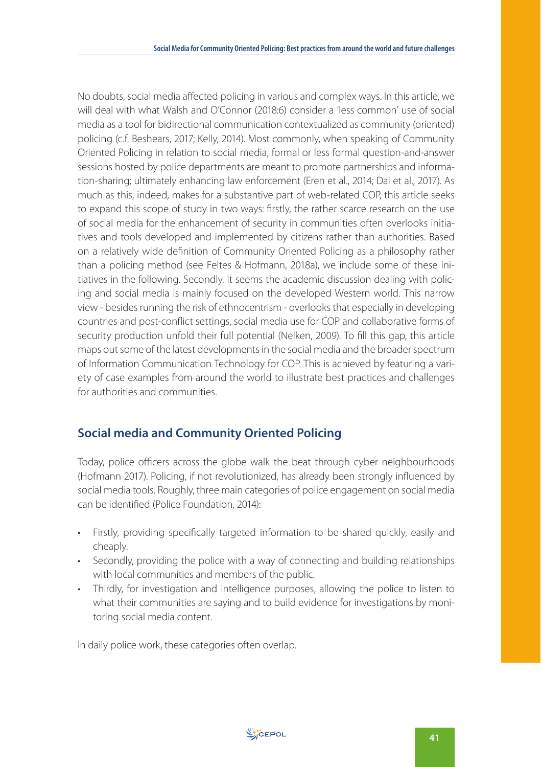No doubts, social media affected policing in various and complex ways. In this article, we will deal with what Walsh and O'Connor (2018:6) consider a 'less common' use of social media as a tool for bidirectional communication contextualized as community (oriented) policing (c.f. Beshears, 2017; Kelly, 2014). Most commonly, when speaking of Community Oriented Policing in relation to social media, formal or less formal question-and-answer sessions hosted by police departments are meant to promote partnerships and information-sharing; ultimately enhancing law enforcement (Eren et al., 2014; Dai et al., 2017). As much as this, indeed, makes for a substantive part of web-related COP, this article seeks to expand this scope of study in two ways: firstly, the rather scarce research on the use of social media for the enhancement of security in communities often overlooks initiatives and tools developed and implemented by citizens rather than authorities. Based on a relatively wide definition of Community Oriented Policing as a philosophy rather than a policing method (see Feltes & Hofmann, 2018a), we include some of these initiatives in the following. Secondly, it seems the academic discussion dealing with policing and social media is mainly focused on the developed Western world. This narrow view - besides running the risk of ethnocentrism - overlooks that especially in developing countries and post-conflict settings, social media use for COP and collaborative forms of security production unfold their full potential (Nelken, 2009). To fill this gap, this article maps out some of the latest developments in the social media and the broader spectrum of Information Communication Technology for COP. This is achieved by featuring a variety of case examples from around the world to illustrate best practices and challenges for authorities and communities.

## Social media and Community Oriented Policing

Today, police officers across the globe walk the beat through cyber neighbourhoods (Hofmann 2017). Policing, if not revolutionized, has already been strongly influenced by social media tools. Roughly, three main categories of police engagement on social media can be identified (Police Foundation, 2014):

- Firstly, providing specifically targeted information to be shared quickly, easily and cheaply.
- Secondly, providing the police with a way of connecting and building relationships with local communities and members of the public.
- Thirdly, for investigation and intelligence purposes, allowing the police to listen to what their communities are saying and to build evidence for investigations by monitoring social media content.

In daily police work, these categories often overlap.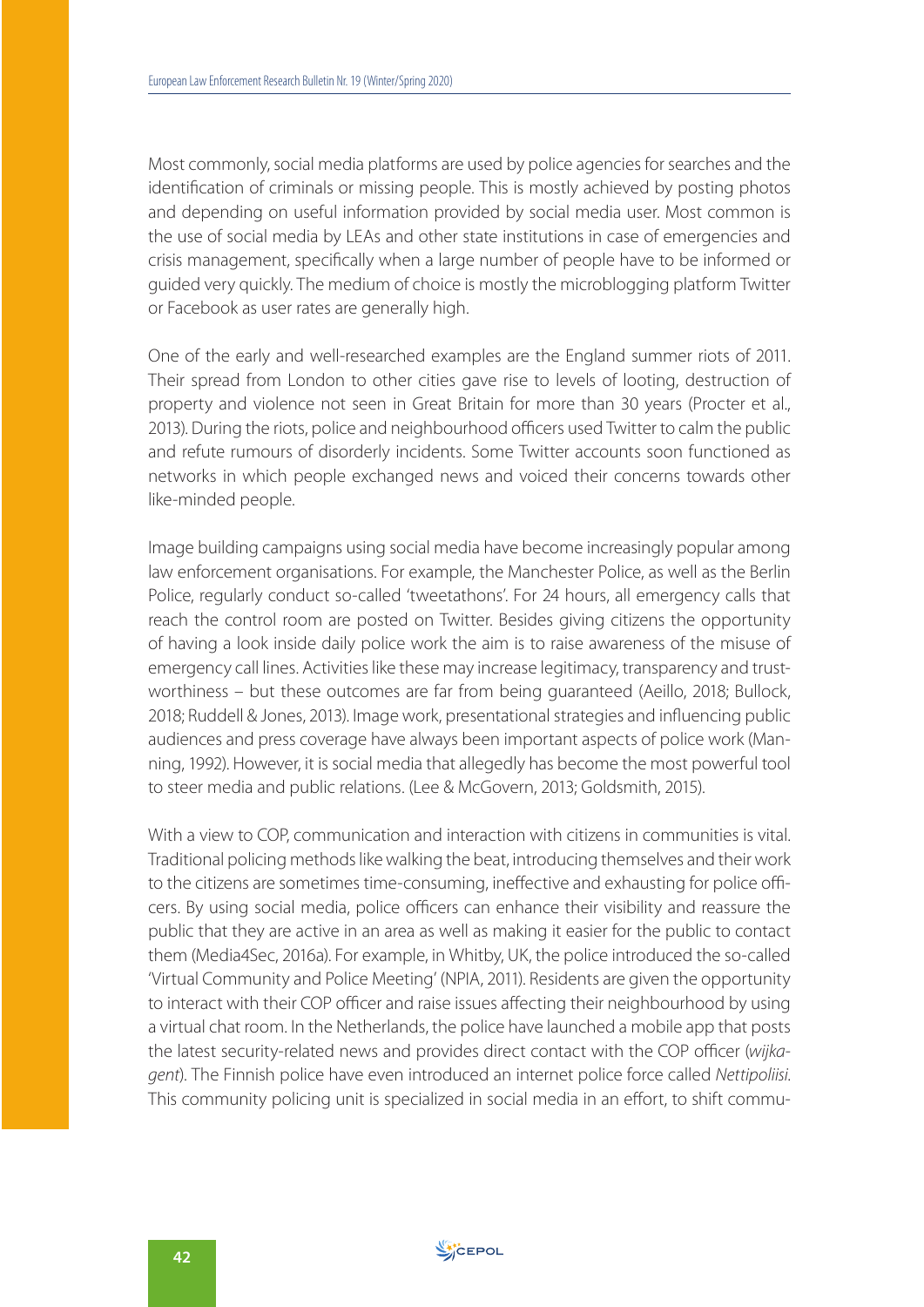Most commonly, social media platforms are used by police agencies for searches and the identification of criminals or missing people. This is mostly achieved by posting photos and depending on useful information provided by social media user. Most common is the use of social media by LEAs and other state institutions in case of emergencies and crisis management, specifically when a large number of people have to be informed or guided very quickly. The medium of choice is mostly the microblogging platform Twitter or Facebook as user rates are generally high.

One of the early and well-researched examples are the England summer riots of 2011. Their spread from London to other cities gave rise to levels of looting, destruction of property and violence not seen in Great Britain for more than 30 years (Procter et al., 2013). During the riots, police and neighbourhood officers used Twitter to calm the public and refute rumours of disorderly incidents. Some Twitter accounts soon functioned as networks in which people exchanged news and voiced their concerns towards other like-minded people.

Image building campaigns using social media have become increasingly popular among law enforcement organisations. For example, the Manchester Police, as well as the Berlin Police, regularly conduct so-called 'tweetathons'. For 24 hours, all emergency calls that reach the control room are posted on Twitter. Besides giving citizens the opportunity of having a look inside daily police work the aim is to raise awareness of the misuse of emergency call lines. Activities like these may increase legitimacy, transparency and trustworthiness – but these outcomes are far from being guaranteed (Aeillo, 2018; Bullock, 2018; Ruddell & Jones, 2013). Image work, presentational strategies and influencing public audiences and press coverage have always been important aspects of police work (Manning, 1992). However, it is social media that allegedly has become the most powerful tool to steer media and public relations. (Lee & McGovern, 2013; Goldsmith, 2015).

With a view to COP, communication and interaction with citizens in communities is vital. Traditional policing methods like walking the beat, introducing themselves and their work to the citizens are sometimes time-consuming, ineffective and exhausting for police officers. By using social media, police officers can enhance their visibility and reassure the public that they are active in an area as well as making it easier for the public to contact them (Media4Sec, 2016a). For example, in Whitby, UK, the police introduced the so-called 'Virtual Community and Police Meeting' (NPIA, 2011). Residents are given the opportunity to interact with their COP officer and raise issues affecting their neighbourhood by using a virtual chat room. In the Netherlands, the police have launched a mobile app that posts the latest security-related news and provides direct contact with the COP officer (*wijkagent*). The Finnish police have even introduced an internet police force called *Nettipoliisi*. This community policing unit is specialized in social media in an effort, to shift commu-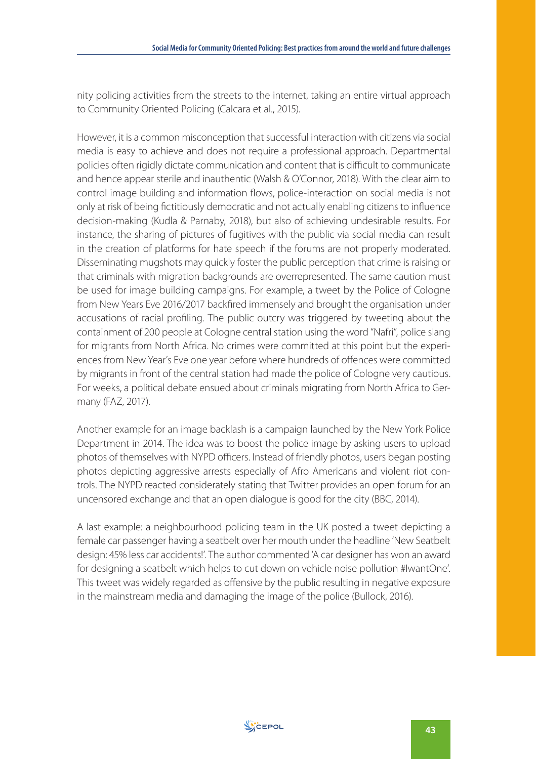nity policing activities from the streets to the internet, taking an entire virtual approach to Community Oriented Policing (Calcara et al., 2015).

However, it is a common misconception that successful interaction with citizens via social media is easy to achieve and does not require a professional approach. Departmental policies often rigidly dictate communication and content that is difficult to communicate and hence appear sterile and inauthentic (Walsh & O'Connor, 2018). With the clear aim to control image building and information flows, police-interaction on social media is not only at risk of being fictitiously democratic and not actually enabling citizens to influence decision-making (Kudla & Parnaby, 2018), but also of achieving undesirable results. For instance, the sharing of pictures of fugitives with the public via social media can result in the creation of platforms for hate speech if the forums are not properly moderated. Disseminating mugshots may quickly foster the public perception that crime is raising or that criminals with migration backgrounds are overrepresented. The same caution must be used for image building campaigns. For example, a tweet by the Police of Cologne from New Years Eve 2016/2017 backfired immensely and brought the organisation under accusations of racial profiling. The public outcry was triggered by tweeting about the containment of 200 people at Cologne central station using the word "Nafri", police slang for migrants from North Africa. No crimes were committed at this point but the experiences from New Year's Eve one year before where hundreds of offences were committed by migrants in front of the central station had made the police of Cologne very cautious. For weeks, a political debate ensued about criminals migrating from North Africa to Germany (FAZ, 2017).

Another example for an image backlash is a campaign launched by the New York Police Department in 2014. The idea was to boost the police image by asking users to upload photos of themselves with NYPD officers. Instead of friendly photos, users began posting photos depicting aggressive arrests especially of Afro Americans and violent riot controls. The NYPD reacted considerately stating that Twitter provides an open forum for an uncensored exchange and that an open dialogue is good for the city (BBC, 2014).

A last example: a neighbourhood policing team in the UK posted a tweet depicting a female car passenger having a seatbelt over her mouth under the headline 'New Seatbelt design: 45% less car accidents!'. The author commented 'A car designer has won an award for designing a seatbelt which helps to cut down on vehicle noise pollution #IwantOne'. This tweet was widely regarded as offensive by the public resulting in negative exposure in the mainstream media and damaging the image of the police (Bullock, 2016).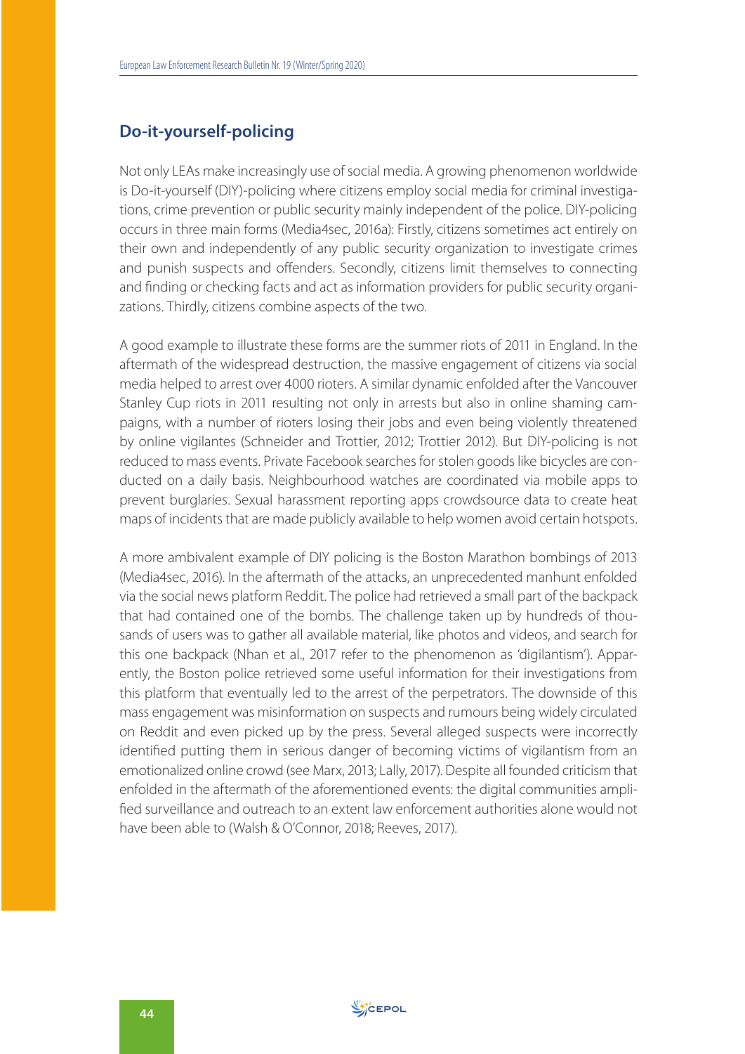## Do-it-yourself-policing

Not only LEAs make increasingly use of social media. A growing phenomenon worldwide is Do-it-yourself (DIY)-policing where citizens employ social media for criminal investigations, crime prevention or public security mainly independent of the police. DIY-policing occurs in three main forms (Media4sec, 2016a): Firstly, citizens sometimes act entirely on their own and independently of any public security organization to investigate crimes and punish suspects and offenders. Secondly, citizens limit themselves to connecting and finding or checking facts and act as information providers for public security organizations. Thirdly, citizens combine aspects of the two.

A good example to illustrate these forms are the summer riots of 2011 in England. In the aftermath of the widespread destruction, the massive engagement of citizens via social media helped to arrest over 4000 rioters. A similar dynamic enfolded after the Vancouver Stanley Cup riots in 2011 resulting not only in arrests but also in online shaming campaigns, with a number of rioters losing their jobs and even being violently threatened by online vigilantes (Schneider and Trottier, 2012; Trottier 2012). But DIY-policing is not reduced to mass events. Private Facebook searches for stolen goods like bicycles are conducted on a daily basis. Neighbourhood watches are coordinated via mobile apps to prevent burglaries. Sexual harassment reporting apps crowdsource data to create heat maps of incidents that are made publicly available to help women avoid certain hotspots.

A more ambivalent example of DIY policing is the Boston Marathon bombings of 2013 (Media4sec, 2016). In the aftermath of the attacks, an unprecedented manhunt enfolded via the social news platform Reddit. The police had retrieved a small part of the backpack that had contained one of the bombs. The challenge taken up by hundreds of thousands of users was to gather all available material, like photos and videos, and search for this one backpack (Nhan et al., 2017 refer to the phenomenon as 'digilantism'). Apparently, the Boston police retrieved some useful information for their investigations from this platform that eventually led to the arrest of the perpetrators. The downside of this mass engagement was misinformation on suspects and rumours being widely circulated on Reddit and even picked up by the press. Several alleged suspects were incorrectly identified putting them in serious danger of becoming victims of vigilantism from an emotionalized online crowd (see Marx, 2013; Lally, 2017). Despite all founded criticism that enfolded in the aftermath of the aforementioned events: the digital communities amplified surveillance and outreach to an extent law enforcement authorities alone would not have been able to (Walsh & O'Connor, 2018; Reeves, 2017).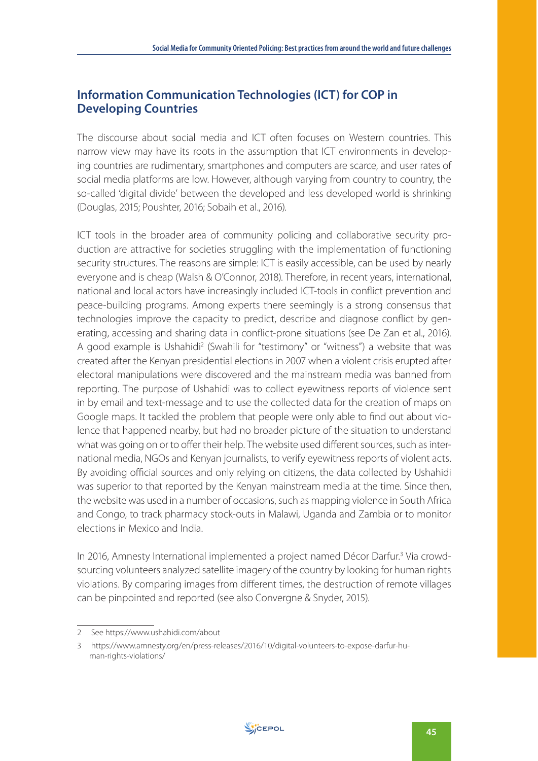## Information Communication Technologies (ICT) for COP in Developing Countries

The discourse about social media and ICT often focuses on Western countries. This narrow view may have its roots in the assumption that ICT environments in developing countries are rudimentary, smartphones and computers are scarce, and user rates of social media platforms are low. However, although varying from country to country, the so-called 'digital divide' between the developed and less developed world is shrinking (Douglas, 2015; Poushter, 2016; Sobaih et al., 2016).

ICT tools in the broader area of community policing and collaborative security production are attractive for societies struggling with the implementation of functioning security structures. The reasons are simple: ICT is easily accessible, can be used by nearly everyone and is cheap (Walsh & O'Connor, 2018). Therefore, in recent years, international, national and local actors have increasingly included ICT-tools in conflict prevention and peace-building programs. Among experts there seemingly is a strong consensus that technologies improve the capacity to predict, describe and diagnose conflict by generating, accessing and sharing data in conflict-prone situations (see De Zan et al., 2016). A good example is Ushahidi[2] (Swahili for "testimony" or "witness") a website that was created after the Kenyan presidential elections in 2007 when a violent crisis erupted after electoral manipulations were discovered and the mainstream media was banned from reporting. The purpose of Ushahidi was to collect eyewitness reports of violence sent in by email and text-message and to use the collected data for the creation of maps on Google maps. It tackled the problem that people were only able to find out about violence that happened nearby, but had no broader picture of the situation to understand what was going on or to offer their help. The website used different sources, such as international media, NGOs and Kenyan journalists, to verify eyewitness reports of violent acts. By avoiding official sources and only relying on citizens, the data collected by Ushahidi was superior to that reported by the Kenyan mainstream media at the time. Since then, the website was used in a number of occasions, such as mapping violence in South Africa and Congo, to track pharmacy stock-outs in Malawi, Uganda and Zambia or to monitor elections in Mexico and India.

In 2016, Amnesty International implemented a project named Décor Darfur.[3] Via crowdsourcing volunteers analyzed satellite imagery of the country by looking for human rights violations. By comparing images from different times, the destruction of remote villages can be pinpointed and reported (see also Convergne & Snyder, 2015).

---

2 See https://www.ushahidi.com/about

3 https://www.amnesty.org/en/press-releases/2016/10/digital-volunteers-to-expose-darfur-human-rights-violations/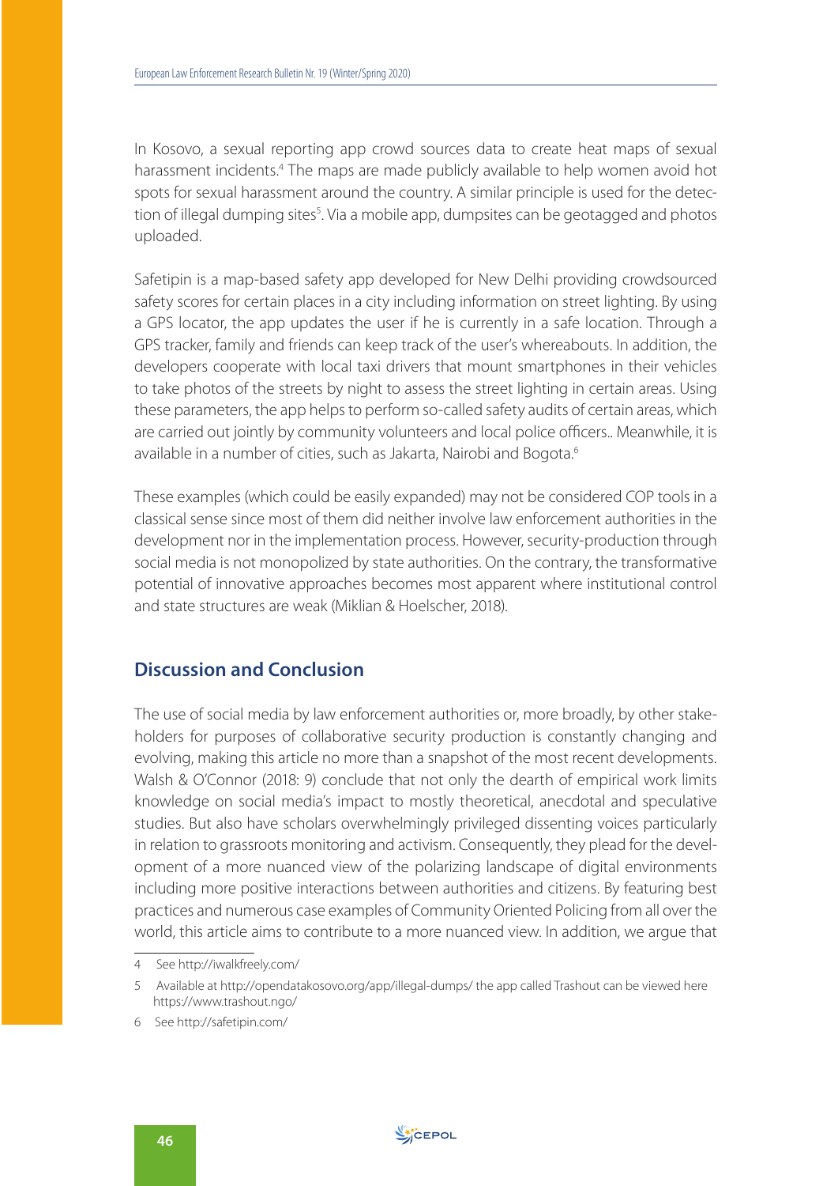In Kosovo, a sexual reporting app crowd sources data to create heat maps of sexual harassment incidents.[4] The maps are made publicly available to help women avoid hot spots for sexual harassment around the country. A similar principle is used for the detection of illegal dumping sites[5]. Via a mobile app, dumpsites can be geotagged and photos uploaded.

Safetipin is a map-based safety app developed for New Delhi providing crowdsourced safety scores for certain places in a city including information on street lighting. By using a GPS locator, the app updates the user if he is currently in a safe location. Through a GPS tracker, family and friends can keep track of the user's whereabouts. In addition, the developers cooperate with local taxi drivers that mount smartphones in their vehicles to take photos of the streets by night to assess the street lighting in certain areas. Using these parameters, the app helps to perform so-called safety audits of certain areas, which are carried out jointly by community volunteers and local police officers.. Meanwhile, it is available in a number of cities, such as Jakarta, Nairobi and Bogota.[6]

These examples (which could be easily expanded) may not be considered COP tools in a classical sense since most of them did neither involve law enforcement authorities in the development nor in the implementation process. However, security-production through social media is not monopolized by state authorities. On the contrary, the transformative potential of innovative approaches becomes most apparent where institutional control and state structures are weak (Miklian & Hoelscher, 2018).

## Discussion and Conclusion

The use of social media by law enforcement authorities or, more broadly, by other stakeholders for purposes of collaborative security production is constantly changing and evolving, making this article no more than a snapshot of the most recent developments. Walsh & O'Connor (2018: 9) conclude that not only the dearth of empirical work limits knowledge on social media's impact to mostly theoretical, anecdotal and speculative studies. But also have scholars overwhelmingly privileged dissenting voices particularly in relation to grassroots monitoring and activism. Consequently, they plead for the development of a more nuanced view of the polarizing landscape of digital environments including more positive interactions between authorities and citizens. By featuring best practices and numerous case examples of Community Oriented Policing from all over the world, this article aims to contribute to a more nuanced view. In addition, we argue that

---

4 See http://iwalkfreely.com/

5 Available at http://opendatakosovo.org/app/illegal-dumps/ the app called Trashout can be viewed here https://www.trashout.ngo/

6 See http://safetipin.com/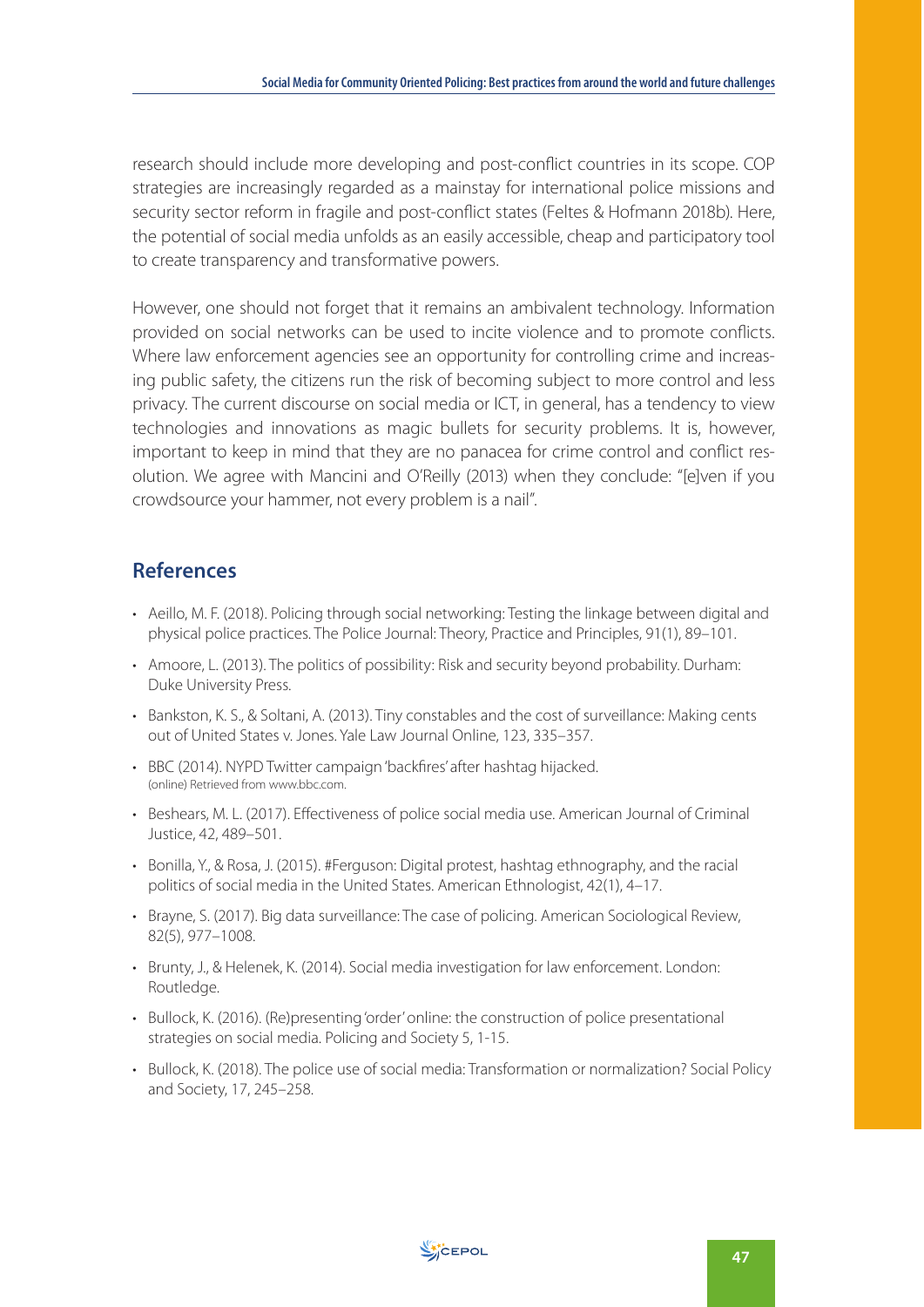research should include more developing and post-conflict countries in its scope. COP strategies are increasingly regarded as a mainstay for international police missions and security sector reform in fragile and post-conflict states (Feltes & Hofmann 2018b). Here, the potential of social media unfolds as an easily accessible, cheap and participatory tool to create transparency and transformative powers.

However, one should not forget that it remains an ambivalent technology. Information provided on social networks can be used to incite violence and to promote conflicts. Where law enforcement agencies see an opportunity for controlling crime and increasing public safety, the citizens run the risk of becoming subject to more control and less privacy. The current discourse on social media or ICT, in general, has a tendency to view technologies and innovations as magic bullets for security problems. It is, however, important to keep in mind that they are no panacea for crime control and conflict resolution. We agree with Mancini and O'Reilly (2013) when they conclude: "[e]ven if you crowdsource your hammer, not every problem is a nail".

## References

- Aeillo, M. F. (2018). Policing through social networking: Testing the linkage between digital and physical police practices. The Police Journal: Theory, Practice and Principles, 91(1), 89–101.
- Amoore, L. (2013). The politics of possibility: Risk and security beyond probability. Durham: Duke University Press.
- Bankston, K. S., & Soltani, A. (2013). Tiny constables and the cost of surveillance: Making cents out of United States v. Jones. Yale Law Journal Online, 123, 335–357.
- BBC (2014). NYPD Twitter campaign 'backfires' after hashtag hijacked. (online) Retrieved from www.bbc.com.
- Beshears, M. L. (2017). Effectiveness of police social media use. American Journal of Criminal Justice, 42, 489–501.
- Bonilla, Y., & Rosa, J. (2015). #Ferguson: Digital protest, hashtag ethnography, and the racial politics of social media in the United States. American Ethnologist, 42(1), 4–17.
- Brayne, S. (2017). Big data surveillance: The case of policing. American Sociological Review, 82(5), 977–1008.
- Brunty, J., & Helenek, K. (2014). Social media investigation for law enforcement. London: Routledge.
- Bullock, K. (2016). (Re)presenting 'order' online: the construction of police presentational strategies on social media. Policing and Society 5, 1-15.
- Bullock, K. (2018). The police use of social media: Transformation or normalization? Social Policy and Society, 17, 245–258.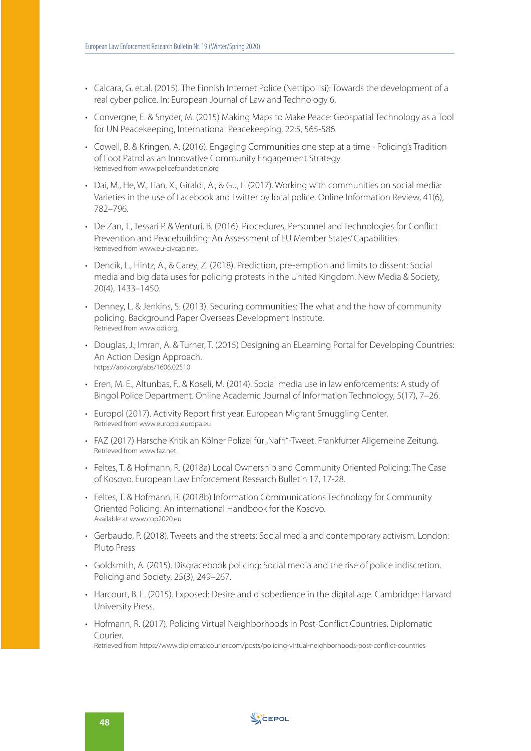- Calcara, G. et.al. (2015). The Finnish Internet Police (Nettipoliisi): Towards the development of a real cyber police. In: European Journal of Law and Technology 6.
- Convergne, E. & Snyder, M. (2015) Making Maps to Make Peace: Geospatial Technology as a Tool for UN Peacekeeping, International Peacekeeping, 22:5, 565-586.
- Cowell, B. & Kringen, A. (2016). Engaging Communities one step at a time - Policing's Tradition of Foot Patrol as an Innovative Community Engagement Strategy.
  Retrieved from www.policefoundation.org
- Dai, M., He, W., Tian, X., Giraldi, A., & Gu, F. (2017). Working with communities on social media: Varieties in the use of Facebook and Twitter by local police. Online Information Review, 41(6), 782–796.
- De Zan, T., Tessari P. & Venturi, B. (2016). Procedures, Personnel and Technologies for Conflict Prevention and Peacebuilding: An Assessment of EU Member States' Capabilities.
  Retrieved from www.eu-civcap.net.
- Dencik, L., Hintz, A., & Carey, Z. (2018). Prediction, pre-emption and limits to dissent: Social media and big data uses for policing protests in the United Kingdom. New Media & Society, 20(4), 1433–1450.
- Denney, L. & Jenkins, S. (2013). Securing communities: The what and the how of community policing. Background Paper Overseas Development Institute.
  Retrieved from www.odi.org.
- Douglas, J.; Imran, A. & Turner, T. (2015) Designing an ELearning Portal for Developing Countries: An Action Design Approach.
  https://arxiv.org/abs/1606.02510
- Eren, M. E., Altunbas, F., & Koseli, M. (2014). Social media use in law enforcements: A study of Bingol Police Department. Online Academic Journal of Information Technology, 5(17), 7–26.
- Europol (2017). Activity Report first year. European Migrant Smuggling Center.
  Retrieved from www.europol.europa.eu
- FAZ (2017) Harsche Kritik an Kölner Polizei für „Nafri"-Tweet. Frankfurter Allgemeine Zeitung.
  Retrieved from www.faz.net.
- Feltes, T. & Hofmann, R. (2018a) Local Ownership and Community Oriented Policing: The Case of Kosovo. European Law Enforcement Research Bulletin 17, 17-28.
- Feltes, T. & Hofmann, R. (2018b) Information Communications Technology for Community Oriented Policing: An international Handbook for the Kosovo.
  Available at www.cop2020.eu
- Gerbaudo, P. (2018). Tweets and the streets: Social media and contemporary activism. London: Pluto Press
- Goldsmith, A. (2015). Disgracebook policing: Social media and the rise of police indiscretion. Policing and Society, 25(3), 249–267.
- Harcourt, B. E. (2015). Exposed: Desire and disobedience in the digital age. Cambridge: Harvard University Press.
- Hofmann, R. (2017). Policing Virtual Neighborhoods in Post-Conflict Countries. Diplomatic Courier.
  Retrieved from https://www.diplomaticourier.com/posts/policing-virtual-neighborhoods-post-conflict-countries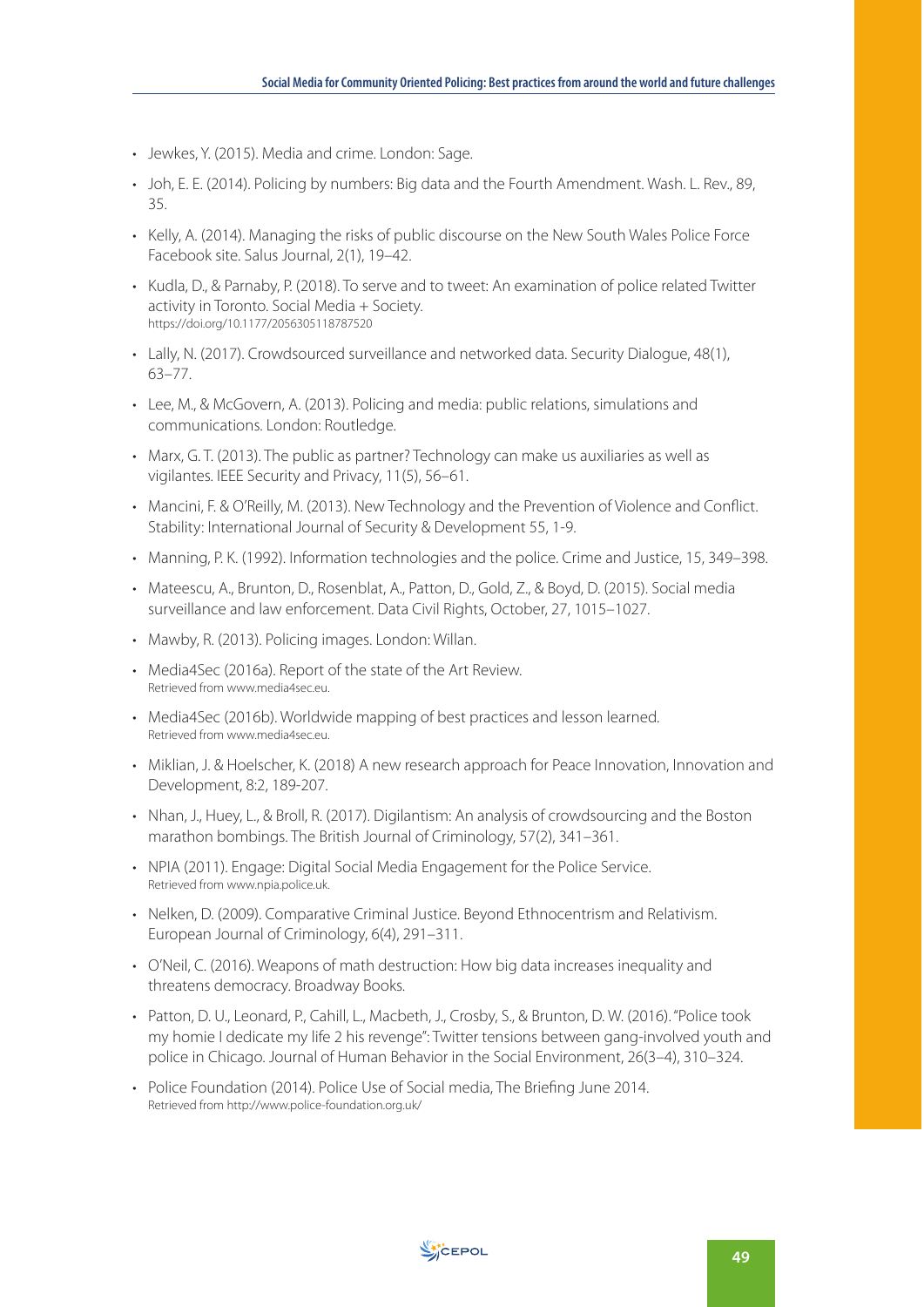- Jewkes, Y. (2015). Media and crime. London: Sage.
- Joh, E. E. (2014). Policing by numbers: Big data and the Fourth Amendment. Wash. L. Rev., 89, 35.
- Kelly, A. (2014). Managing the risks of public discourse on the New South Wales Police Force Facebook site. Salus Journal, 2(1), 19–42.
- Kudla, D., & Parnaby, P. (2018). To serve and to tweet: An examination of police related Twitter activity in Toronto. Social Media + Society. https://doi.org/10.1177/2056305118787520
- Lally, N. (2017). Crowdsourced surveillance and networked data. Security Dialogue, 48(1), 63–77.
- Lee, M., & McGovern, A. (2013). Policing and media: public relations, simulations and communications. London: Routledge.
- Marx, G. T. (2013). The public as partner? Technology can make us auxiliaries as well as vigilantes. IEEE Security and Privacy, 11(5), 56–61.
- Mancini, F. & O'Reilly, M. (2013). New Technology and the Prevention of Violence and Conflict. Stability: International Journal of Security & Development 55, 1-9.
- Manning, P. K. (1992). Information technologies and the police. Crime and Justice, 15, 349–398.
- Mateescu, A., Brunton, D., Rosenblat, A., Patton, D., Gold, Z., & Boyd, D. (2015). Social media surveillance and law enforcement. Data Civil Rights, October, 27, 1015–1027.
- Mawby, R. (2013). Policing images. London: Willan.
- Media4Sec (2016a). Report of the state of the Art Review. Retrieved from www.media4sec.eu.
- Media4Sec (2016b). Worldwide mapping of best practices and lesson learned. Retrieved from www.media4sec.eu.
- Miklian, J. & Hoelscher, K. (2018) A new research approach for Peace Innovation, Innovation and Development, 8:2, 189-207.
- Nhan, J., Huey, L., & Broll, R. (2017). Digilantism: An analysis of crowdsourcing and the Boston marathon bombings. The British Journal of Criminology, 57(2), 341–361.
- NPIA (2011). Engage: Digital Social Media Engagement for the Police Service. Retrieved from www.npia.police.uk.
- Nelken, D. (2009). Comparative Criminal Justice. Beyond Ethnocentrism and Relativism. European Journal of Criminology, 6(4), 291–311.
- O'Neil, C. (2016). Weapons of math destruction: How big data increases inequality and threatens democracy. Broadway Books.
- Patton, D. U., Leonard, P., Cahill, L., Macbeth, J., Crosby, S., & Brunton, D. W. (2016). "Police took my homie I dedicate my life 2 his revenge": Twitter tensions between gang-involved youth and police in Chicago. Journal of Human Behavior in the Social Environment, 26(3–4), 310–324.
- Police Foundation (2014). Police Use of Social media, The Briefing June 2014. Retrieved from http://www.police-foundation.org.uk/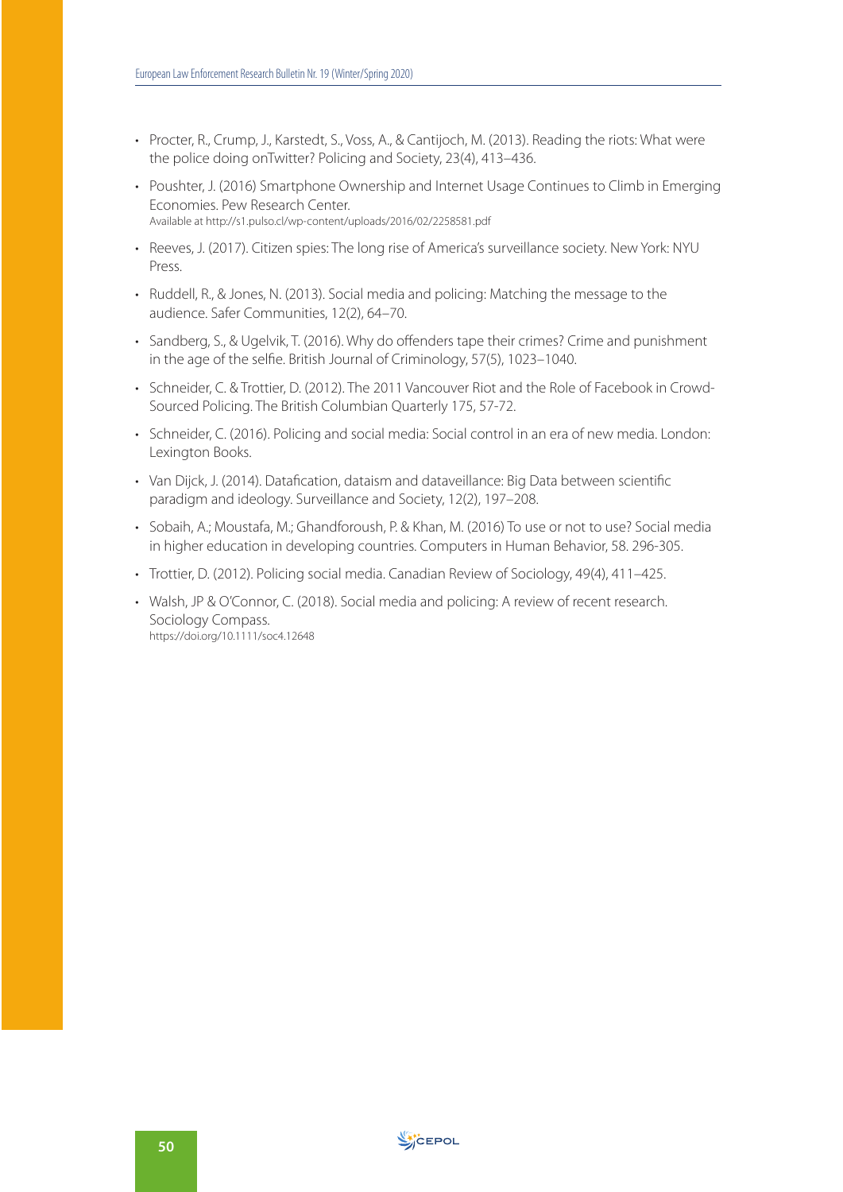- Procter, R., Crump, J., Karstedt, S., Voss, A., & Cantijoch, M. (2013). Reading the riots: What were the police doing onTwitter? Policing and Society, 23(4), 413–436.
- Poushter, J. (2016) Smartphone Ownership and Internet Usage Continues to Climb in Emerging Economies. Pew Research Center. Available at http://s1.pulso.cl/wp-content/uploads/2016/02/2258581.pdf
- Reeves, J. (2017). Citizen spies: The long rise of America's surveillance society. New York: NYU Press.
- Ruddell, R., & Jones, N. (2013). Social media and policing: Matching the message to the audience. Safer Communities, 12(2), 64–70.
- Sandberg, S., & Ugelvik, T. (2016). Why do offenders tape their crimes? Crime and punishment in the age of the selfie. British Journal of Criminology, 57(5), 1023–1040.
- Schneider, C. & Trottier, D. (2012). The 2011 Vancouver Riot and the Role of Facebook in Crowd-Sourced Policing. The British Columbian Quarterly 175, 57-72.
- Schneider, C. (2016). Policing and social media: Social control in an era of new media. London: Lexington Books.
- Van Dijck, J. (2014). Datafication, dataism and dataveillance: Big Data between scientific paradigm and ideology. Surveillance and Society, 12(2), 197–208.
- Sobaih, A.; Moustafa, M.; Ghandforoush, P. & Khan, M. (2016) To use or not to use? Social media in higher education in developing countries. Computers in Human Behavior, 58. 296-305.
- Trottier, D. (2012). Policing social media. Canadian Review of Sociology, 49(4), 411–425.
- Walsh, JP & O'Connor, C. (2018). Social media and policing: A review of recent research. Sociology Compass. https://doi.org/10.1111/soc4.12648